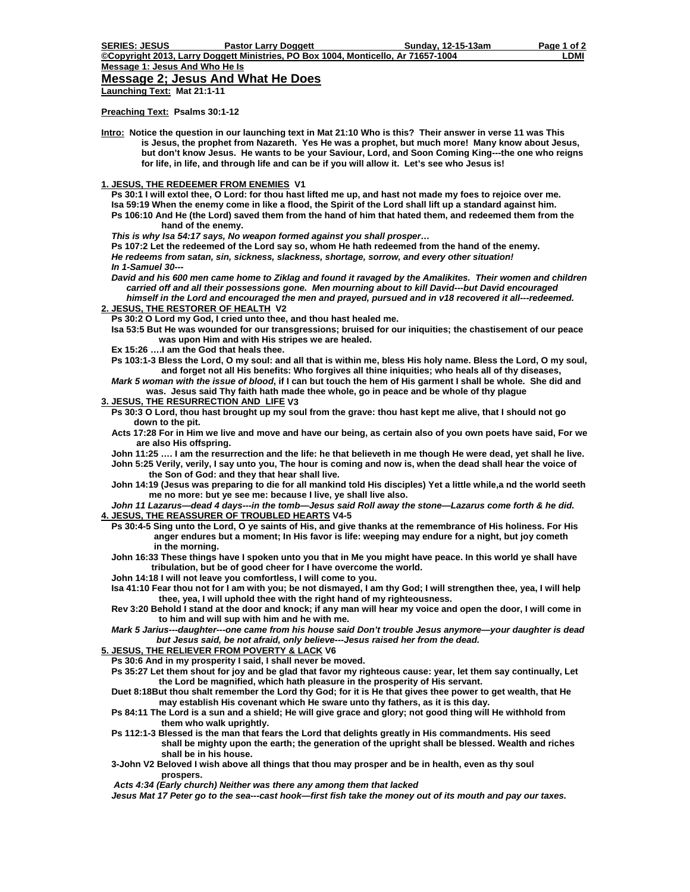**SERIES: JESUS** **Pastor Larry Doggett** **Sunday, 12-15-13am**

**©Copyright 2013, Larry Doggett Ministries, PO Box 1004, Monticello, Ar 71657-1004** **LDMI**

**Message 1: Jesus And Who He Is**

## Message 2; Jesus And What He Does

**Launching Text: Mat 21:1-11**

**Preaching Text: Psalms 30:1-12**

**Intro: Notice the question in our launching text in Mat 21:10 Who is this? Their answer in verse 11 was This is Jesus, the prophet from Nazareth. Yes He was a prophet, but much more! Many know about Jesus, but don't know Jesus. He wants to be your Saviour, Lord, and Soon Coming King---the one who reigns for life, in life, and through life and can be if you will allow it. Let's see who Jesus is!**

**1. JESUS, THE REDEEMER FROM ENEMIES V1**

**Ps 30:1 I will extol thee, O Lord: for thou hast lifted me up, and hast not made my foes to rejoice over me.**
**Isa 59:19 When the enemy come in like a flood, the Spirit of the Lord shall lift up a standard against him.**
**Ps 106:10 And He (the Lord) saved them from the hand of him that hated them, and redeemed them from the hand of the enemy.**
***This is why Isa 54:17 says, No weapon formed against you shall prosper…***
**Ps 107:2 Let the redeemed of the Lord say so, whom He hath redeemed from the hand of the enemy.**
***He redeems from satan, sin, sickness, slackness, shortage, sorrow, and every other situation!***
***In 1-Samuel 30---***
***David and his 600 men came home to Ziklag and found it ravaged by the Amalikites. Their women and children carried off and all their possessions gone. Men mourning about to kill David---but David encouraged himself in the Lord and encouraged the men and prayed, pursued and in v18 recovered it all---redeemed.***

**2. JESUS, THE RESTORER OF HEALTH V2**

**Ps 30:2 O Lord my God, I cried unto thee, and thou hast healed me.**
**Isa 53:5 But He was wounded for our transgressions; bruised for our iniquities; the chastisement of our peace was upon Him and with His stripes we are healed.**
**Ex 15:26 ….I am the God that heals thee.**
**Ps 103:1-3 Bless the Lord, O my soul: and all that is within me, bless His holy name. Bless the Lord, O my soul, and forget not all His benefits: Who forgives all thine iniquities; who heals all of thy diseases,**
***Mark 5 woman with the issue of blood*, if I can but touch the hem of His garment I shall be whole. She did and was. Jesus said Thy faith hath made thee whole, go in peace and be whole of thy plague**

**3. JESUS, THE RESURRECTION AND LIFE V3**

**Ps 30:3 O Lord, thou hast brought up my soul from the grave: thou hast kept me alive, that I should not go down to the pit.**
**Acts 17:28 For in Him we live and move and have our being, as certain also of you own poets have said, For we are also His offspring.**
**John 11:25 …. I am the resurrection and the life: he that believeth in me though He were dead, yet shall he live.**
**John 5:25 Verily, verily, I say unto you, The hour is coming and now is, when the dead shall hear the voice of the Son of God: and they that hear shall live.**
**John 14:19 (Jesus was preparing to die for all mankind told His disciples) Yet a little while,a nd the world seeth me no more: but ye see me: because I live, ye shall live also.**
***John 11 Lazarus—dead 4 days---in the tomb—Jesus said Roll away the stone—Lazarus come forth & he did.***

**4. JESUS, THE REASSURER OF TROUBLED HEARTS V4-5**

**Ps 30:4-5 Sing unto the Lord, O ye saints of His, and give thanks at the remembrance of His holiness. For His anger endures but a moment; In His favor is life: weeping may endure for a night, but joy cometh in the morning.**
**John 16:33 These things have I spoken unto you that in Me you might have peace. In this world ye shall have tribulation, but be of good cheer for I have overcome the world.**
**John 14:18 I will not leave you comfortless, I will come to you.**
**Isa 41:10 Fear thou not for I am with you; be not dismayed, I am thy God; I will strengthen thee, yea, I will help thee, yea, I will uphold thee with the right hand of my righteousness.**
**Rev 3:20 Behold I stand at the door and knock; if any man will hear my voice and open the door, I will come in to him and will sup with him and he with me.**
***Mark 5 Jarius---daughter---one came from his house said Don't trouble Jesus anymore—your daughter is dead but Jesus said, be not afraid, only believe---Jesus raised her from the dead.***

**5. JESUS, THE RELIEVER FROM POVERTY & LACK V6**

**Ps 30:6 And in my prosperity I said, I shall never be moved.**
**Ps 35:27 Let them shout for joy and be glad that favor my righteous cause: year, let them say continually, Let the Lord be magnified, which hath pleasure in the prosperity of His servant.**
**Duet 8:18But thou shalt remember the Lord thy God; for it is He that gives thee power to get wealth, that He may establish His covenant which He sware unto thy fathers, as it is this day.**
**Ps 84:11 The Lord is a sun and a shield; He will give grace and glory; not good thing will He withhold from them who walk uprightly.**
**Ps 112:1-3 Blessed is the man that fears the Lord that delights greatly in His commandments. His seed shall be mighty upon the earth; the generation of the upright shall be blessed. Wealth and riches shall be in his house.**
**3-John V2 Beloved I wish above all things that thou may prosper and be in health, even as thy soul prospers.**
***Acts 4:34 (Early church) Neither was there any among them that lacked***
***Jesus Mat 17 Peter go to the sea---cast hook—first fish take the money out of its mouth and pay our taxes.***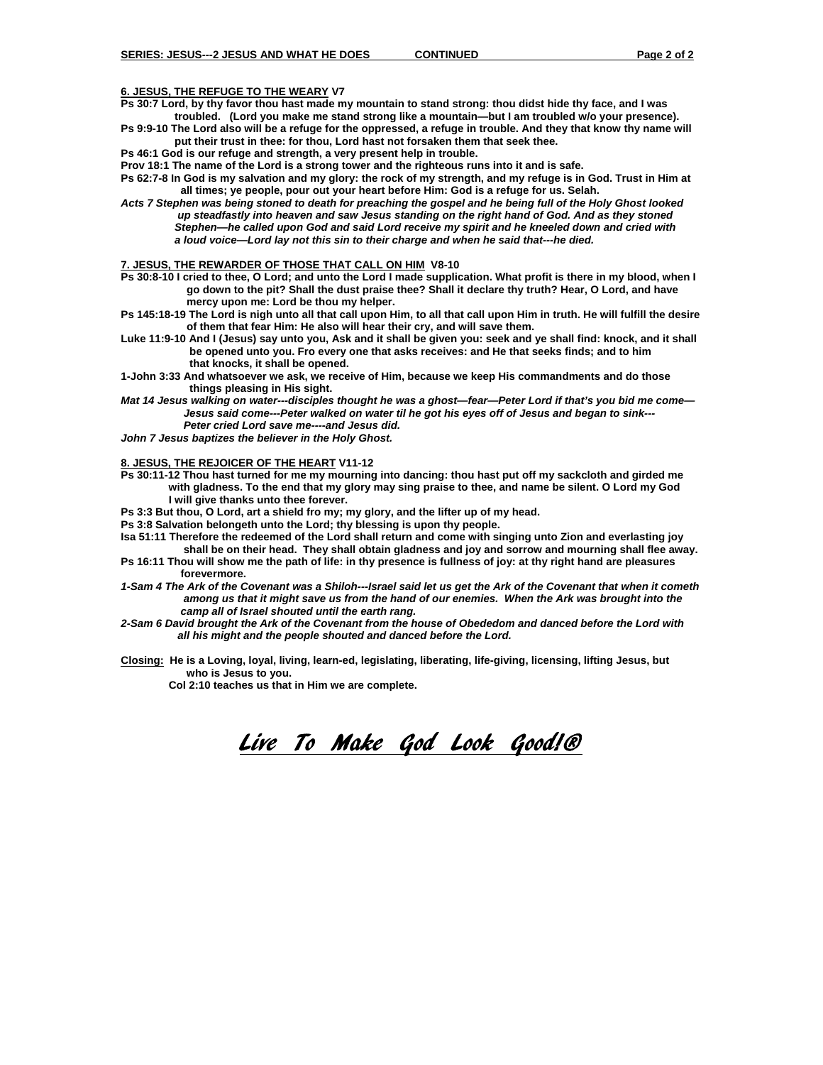**<u>6. JESUS, THE REFUGE TO THE WEARY</u> V7**

**Ps 30:7 Lord, by thy favor thou hast made my mountain to stand strong: thou didst hide thy face, and I was troubled. (Lord you make me stand strong like a mountain—but I am troubled w/o your presence).**

**Ps 9:9-10 The Lord also will be a refuge for the oppressed, a refuge in trouble. And they that know thy name will put their trust in thee: for thou, Lord hast not forsaken them that seek thee.**

**Ps 46:1 God is our refuge and strength, a very present help in trouble.**

**Prov 18:1 The name of the Lord is a strong tower and the righteous runs into it and is safe.**

**Ps 62:7-8 In God is my salvation and my glory: the rock of my strength, and my refuge is in God. Trust in Him at all times; ye people, pour out your heart before Him: God is a refuge for us. Selah.**

***Acts 7 Stephen was being stoned to death for preaching the gospel and he being full of the Holy Ghost looked up steadfastly into heaven and saw Jesus standing on the right hand of God. And as they stoned Stephen—he called upon God and said Lord receive my spirit and he kneeled down and cried with a loud voice—Lord lay not this sin to their charge and when he said that---he died.***

**<u>7. JESUS, THE REWARDER OF THOSE THAT CALL ON HIM</u> V8-10**

**Ps 30:8-10 I cried to thee, O Lord; and unto the Lord I made supplication. What profit is there in my blood, when I go down to the pit? Shall the dust praise thee? Shall it declare thy truth? Hear, O Lord, and have mercy upon me: Lord be thou my helper.**

**Ps 145:18-19 The Lord is nigh unto all that call upon Him, to all that call upon Him in truth. He will fulfill the desire of them that fear Him: He also will hear their cry, and will save them.**

**Luke 11:9-10 And I (Jesus) say unto you, Ask and it shall be given you: seek and ye shall find: knock, and it shall be opened unto you. Fro every one that asks receives: and He that seeks finds; and to him that knocks, it shall be opened.**

**1-John 3:33 And whatsoever we ask, we receive of Him, because we keep His commandments and do those things pleasing in His sight.**

***Mat 14 Jesus walking on water---disciples thought he was a ghost—fear—Peter Lord if that's you bid me come—Jesus said come---Peter walked on water til he got his eyes off of Jesus and began to sink---Peter cried Lord save me----and Jesus did.***

***John 7 Jesus baptizes the believer in the Holy Ghost.***

**<u>8. JESUS, THE REJOICER OF THE HEART</u> V11-12**

**Ps 30:11-12 Thou hast turned for me my mourning into dancing: thou hast put off my sackcloth and girded me with gladness. To the end that my glory may sing praise to thee, and name be silent. O Lord my God I will give thanks unto thee forever.**

**Ps 3:3 But thou, O Lord, art a shield fro my; my glory, and the lifter up of my head.**

**Ps 3:8 Salvation belongeth unto the Lord; thy blessing is upon thy people.**

**Isa 51:11 Therefore the redeemed of the Lord shall return and come with singing unto Zion and everlasting joy shall be on their head. They shall obtain gladness and joy and sorrow and mourning shall flee away.**

**Ps 16:11 Thou will show me the path of life: in thy presence is fullness of joy: at thy right hand are pleasures forevermore.**

***1-Sam 4 The Ark of the Covenant was a Shiloh---Israel said let us get the Ark of the Covenant that when it cometh among us that it might save us from the hand of our enemies. When the Ark was brought into the camp all of Israel shouted until the earth rang.***

***2-Sam 6 David brought the Ark of the Covenant from the house of Obededom and danced before the Lord with all his might and the people shouted and danced before the Lord.***

**<u>Closing:</u> He is a Loving, loyal, living, learn-ed, legislating, liberating, life-giving, licensing, lifting Jesus, but who is Jesus to you.**

**Col 2:10 teaches us that in Him we are complete.**

***<u>Live To Make God Look Good!®</u>***